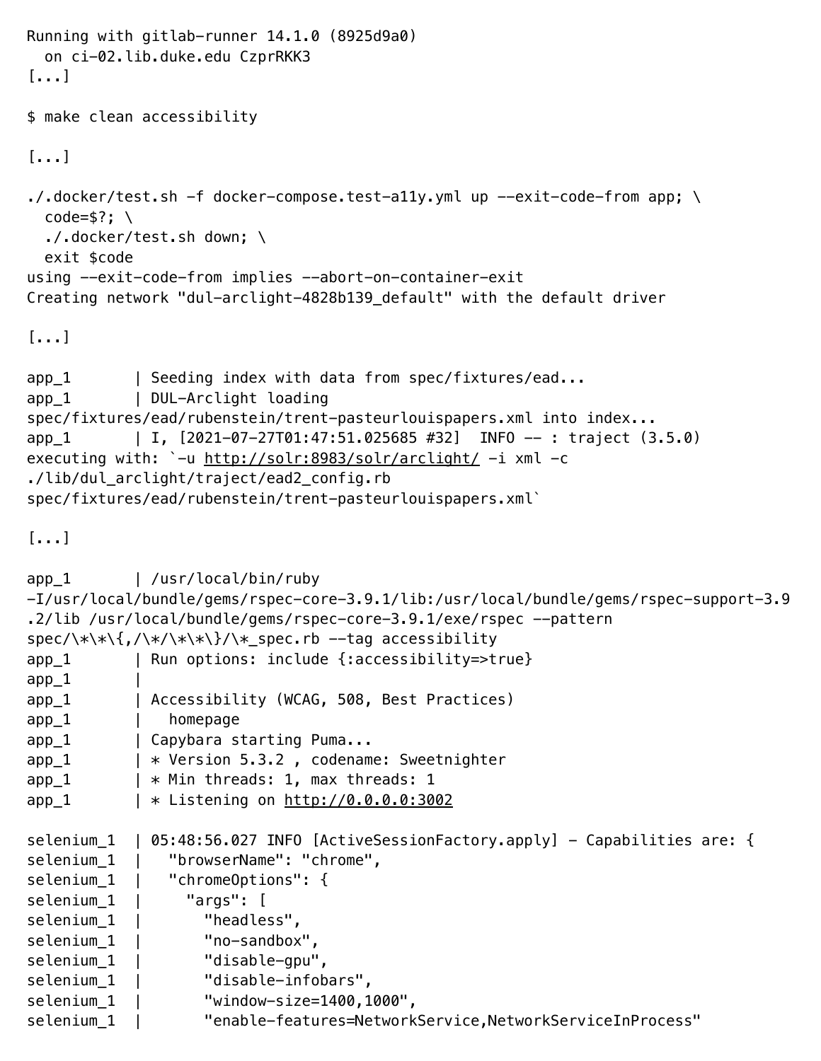```
Running with gitlab-runner 14.1.0 (8925d9a0)
  on ci-02.lib.duke.edu CzprRKK3
[...]

$ make clean accessibility

[...]

./.docker/test.sh -f docker-compose.test-a11y.yml up --exit-code-from app; \
  code=$?; \
  ./.docker/test.sh down; \
  exit $code
using --exit-code-from implies --abort-on-container-exit
Creating network "dul-arclight-4828b139_default" with the default driver

[...]

app_1       | Seeding index with data from spec/fixtures/ead...
app_1       | DUL-Arclight loading
spec/fixtures/ead/rubenstein/trent-pasteurlouispapers.xml into index...
app_1       | I, [2021-07-27T01:47:51.025685 #32]  INFO -- : traject (3.5.0)
executing with: `-u http://solr:8983/solr/arclight/ -i xml -c
./lib/dul_arclight/traject/ead2_config.rb
spec/fixtures/ead/rubenstein/trent-pasteurlouispapers.xml`

[...]

app_1       | /usr/local/bin/ruby
-I/usr/local/bundle/gems/rspec-core-3.9.1/lib:/usr/local/bundle/gems/rspec-support-3.9
.2/lib /usr/local/bundle/gems/rspec-core-3.9.1/exe/rspec --pattern
spec/\*\*\{,/\*/\*\*\}/\*_spec.rb --tag accessibility
app_1       | Run options: include {:accessibility=>true}
app_1       |
app_1       | Accessibility (WCAG, 508, Best Practices)
app_1       |   homepage
app_1       | Capybara starting Puma...
app_1       | * Version 5.3.2 , codename: Sweetnighter
app_1       | * Min threads: 1, max threads: 1
app_1       | * Listening on http://0.0.0.0:3002

selenium_1  | 05:48:56.027 INFO [ActiveSessionFactory.apply] - Capabilities are: {
selenium_1  |   "browserName": "chrome",
selenium_1  |   "chromeOptions": {
selenium_1  |     "args": [
selenium_1  |       "headless",
selenium_1  |       "no-sandbox",
selenium_1  |       "disable-gpu",
selenium_1  |       "disable-infobars",
selenium_1  |       "window-size=1400,1000",
selenium_1  |       "enable-features=NetworkService,NetworkServiceInProcess"
```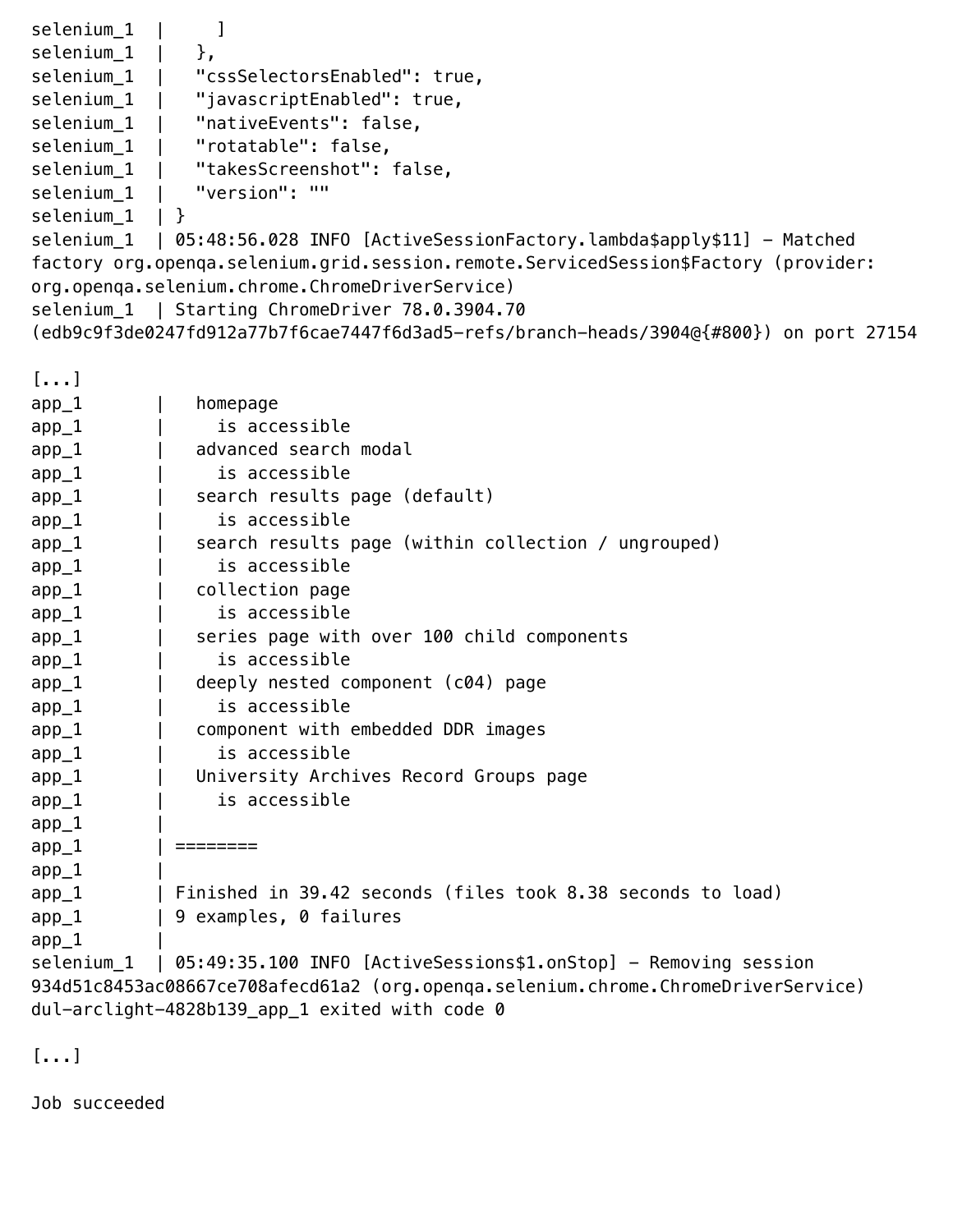```
selenium_1  |     ]
selenium_1  |   },
selenium_1  |   "cssSelectorsEnabled": true,
selenium_1  |   "javascriptEnabled": true,
selenium_1  |   "nativeEvents": false,
selenium_1  |   "rotatable": false,
selenium_1  |   "takesScreenshot": false,
selenium_1  |   "version": ""
selenium_1  | }
selenium_1  | 05:48:56.028 INFO [ActiveSessionFactory.lambda$apply$11] - Matched
factory org.openqa.selenium.grid.session.remote.ServicedSession$Factory (provider:
org.openqa.selenium.chrome.ChromeDriverService)
selenium_1  | Starting ChromeDriver 78.0.3904.70
(edb9c9f3de0247fd912a77b7f6cae7447f6d3ad5-refs/branch-heads/3904@{#800}) on port 27154

[...]
app_1       |   homepage
app_1       |     is accessible
app_1       |   advanced search modal
app_1       |     is accessible
app_1       |   search results page (default)
app_1       |     is accessible
app_1       |   search results page (within collection / ungrouped)
app_1       |     is accessible
app_1       |   collection page
app_1       |     is accessible
app_1       |   series page with over 100 child components
app_1       |     is accessible
app_1       |   deeply nested component (c04) page
app_1       |     is accessible
app_1       |   component with embedded DDR images
app_1       |     is accessible
app_1       |   University Archives Record Groups page
app_1       |     is accessible
app_1       |
app_1       | ========
app_1       |
app_1       | Finished in 39.42 seconds (files took 8.38 seconds to load)
app_1       | 9 examples, 0 failures
app_1       |
selenium_1  | 05:49:35.100 INFO [ActiveSessions$1.onStop] - Removing session
934d51c8453ac08667ce708afecd61a2 (org.openqa.selenium.chrome.ChromeDriverService)
dul-arclight-4828b139_app_1 exited with code 0

[...]

Job succeeded
```